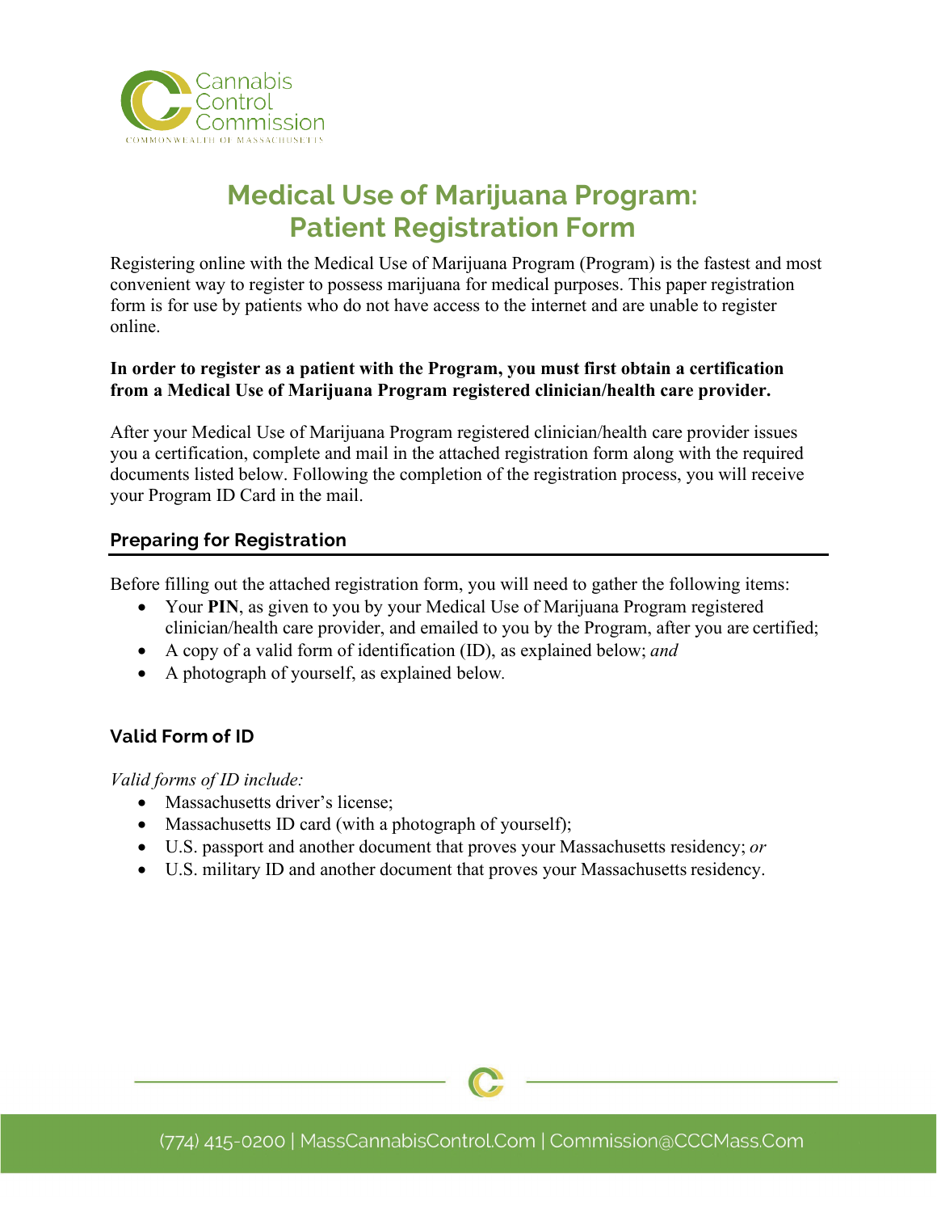# Medical Use of Marijuana Program: Patient Registration Form

Registering online with the Medical Use of Marijuana Program (Program) is the fastest and most convenient way to register to possess marijuana for medical purposes. This paper registration form is for use by patients who do not have access to the internet and are unable to register online.

**In order to register as a patient with the Program, you must first obtain a certification from a Medical Use of Marijuana Program registered clinician/health care provider.**

After your Medical Use of Marijuana Program registered clinician/health care provider issues you a certification, complete and mail in the attached registration form along with the required documents listed below. Following the completion of the registration process, you will receive your Program ID Card in the mail.

## Preparing for Registration

Before filling out the attached registration form, you will need to gather the following items:

- Your **PIN**, as given to you by your Medical Use of Marijuana Program registered clinician/health care provider, and emailed to you by the Program, after you are certified;
- A copy of a valid form of identification (ID), as explained below; *and*
- A photograph of yourself, as explained below.

## Valid Form of ID

*Valid forms of ID include:*

- Massachusetts driver's license;
- Massachusetts ID card (with a photograph of yourself);
- U.S. passport and another document that proves your Massachusetts residency; *or*
- U.S. military ID and another document that proves your Massachusetts residency.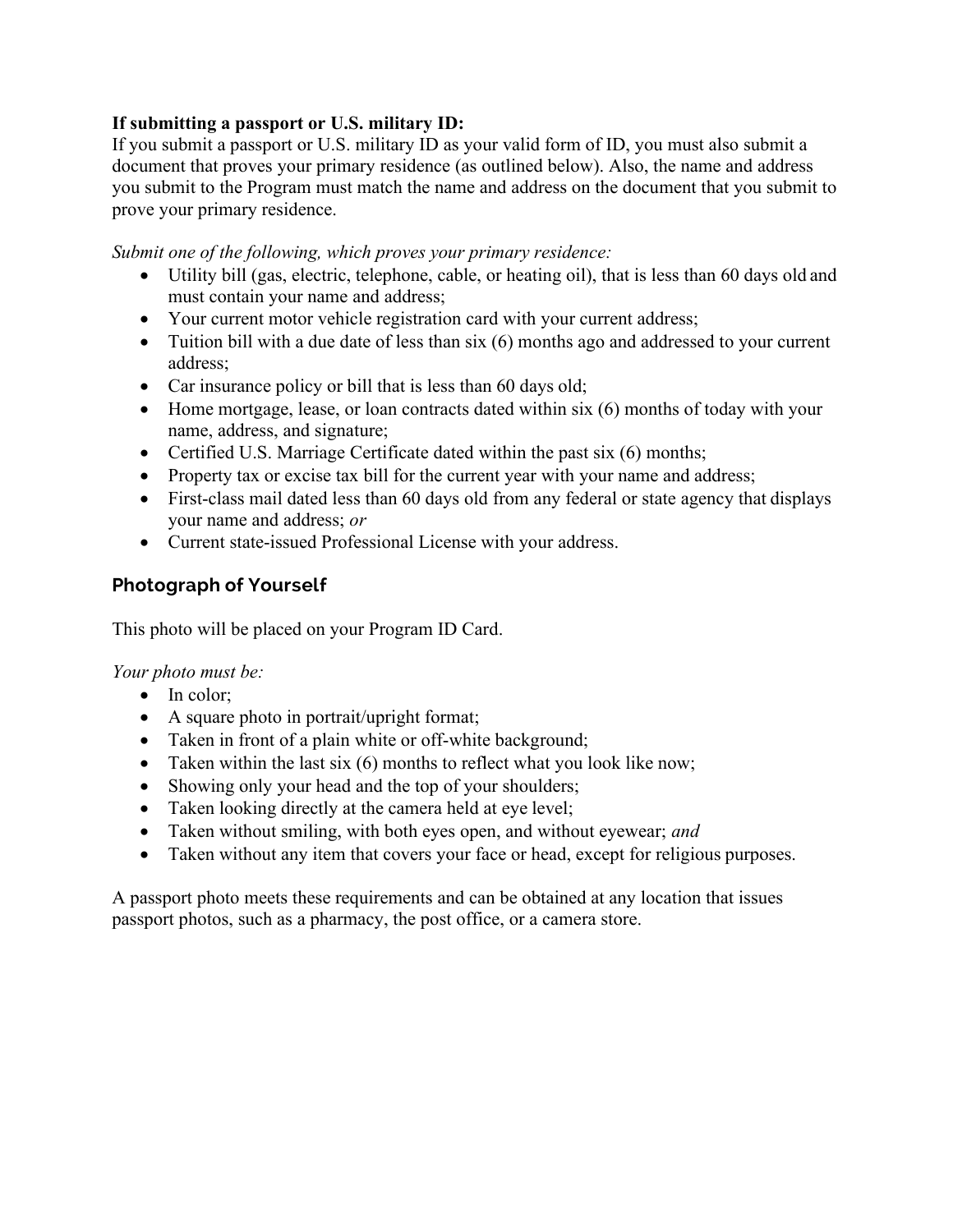**If submitting a passport or U.S. military ID:**

If you submit a passport or U.S. military ID as your valid form of ID, you must also submit a document that proves your primary residence (as outlined below). Also, the name and address you submit to the Program must match the name and address on the document that you submit to prove your primary residence.

*Submit one of the following, which proves your primary residence:*

- Utility bill (gas, electric, telephone, cable, or heating oil), that is less than 60 days old and must contain your name and address;
- Your current motor vehicle registration card with your current address;
- Tuition bill with a due date of less than six (6) months ago and addressed to your current address;
- Car insurance policy or bill that is less than 60 days old;
- Home mortgage, lease, or loan contracts dated within six (6) months of today with your name, address, and signature;
- Certified U.S. Marriage Certificate dated within the past six (6) months;
- Property tax or excise tax bill for the current year with your name and address;
- First-class mail dated less than 60 days old from any federal or state agency that displays your name and address; *or*
- Current state-issued Professional License with your address.

## Photograph of Yourself

This photo will be placed on your Program ID Card.

*Your photo must be:*

- In color;
- A square photo in portrait/upright format;
- Taken in front of a plain white or off-white background;
- Taken within the last six (6) months to reflect what you look like now;
- Showing only your head and the top of your shoulders;
- Taken looking directly at the camera held at eye level;
- Taken without smiling, with both eyes open, and without eyewear; *and*
- Taken without any item that covers your face or head, except for religious purposes.

A passport photo meets these requirements and can be obtained at any location that issues passport photos, such as a pharmacy, the post office, or a camera store.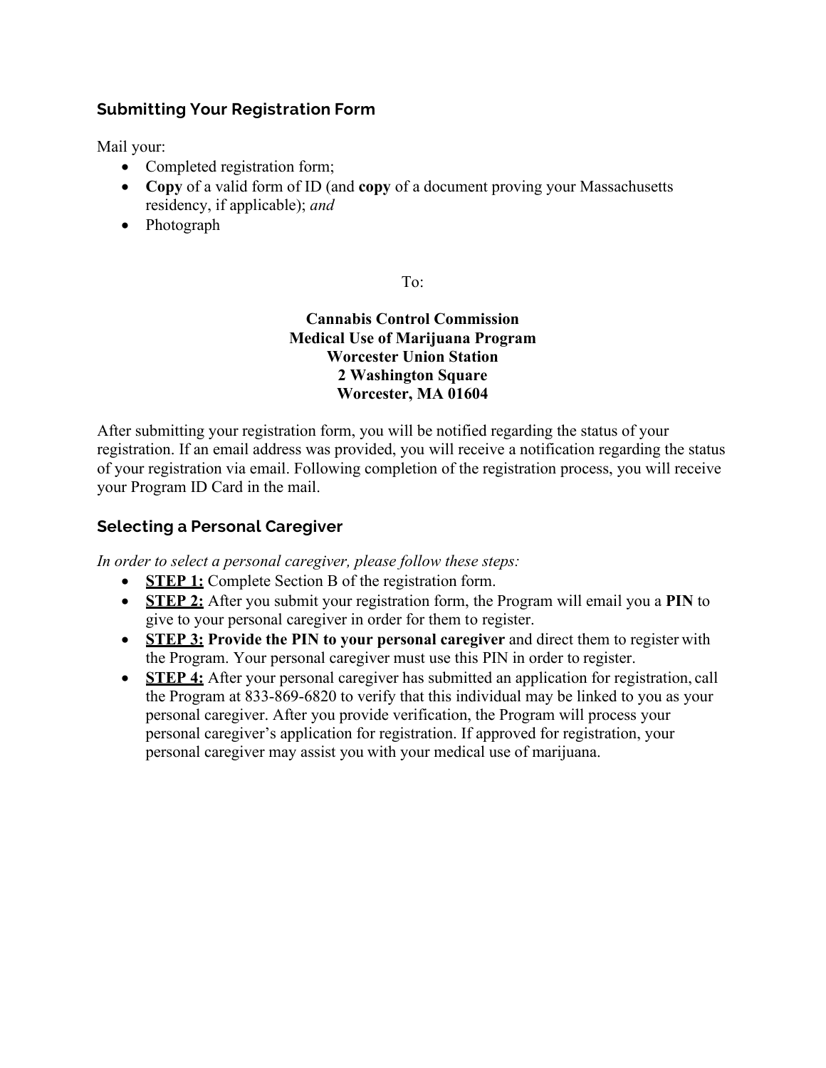## Submitting Your Registration Form

Mail your:

- Completed registration form;
- **Copy** of a valid form of ID (and **copy** of a document proving your Massachusetts residency, if applicable); *and*
- Photograph

To:

**Cannabis Control Commission**
**Medical Use of Marijuana Program**
**Worcester Union Station**
**2 Washington Square**
**Worcester, MA 01604**

After submitting your registration form, you will be notified regarding the status of your registration. If an email address was provided, you will receive a notification regarding the status of your registration via email. Following completion of the registration process, you will receive your Program ID Card in the mail.

## Selecting a Personal Caregiver

*In order to select a personal caregiver, please follow these steps:*

- **STEP 1:** Complete Section B of the registration form.
- **STEP 2:** After you submit your registration form, the Program will email you a **PIN** to give to your personal caregiver in order for them to register.
- **STEP 3: Provide the PIN to your personal caregiver** and direct them to register with the Program. Your personal caregiver must use this PIN in order to register.
- **STEP 4:** After your personal caregiver has submitted an application for registration, call the Program at 833-869-6820 to verify that this individual may be linked to you as your personal caregiver. After you provide verification, the Program will process your personal caregiver's application for registration. If approved for registration, your personal caregiver may assist you with your medical use of marijuana.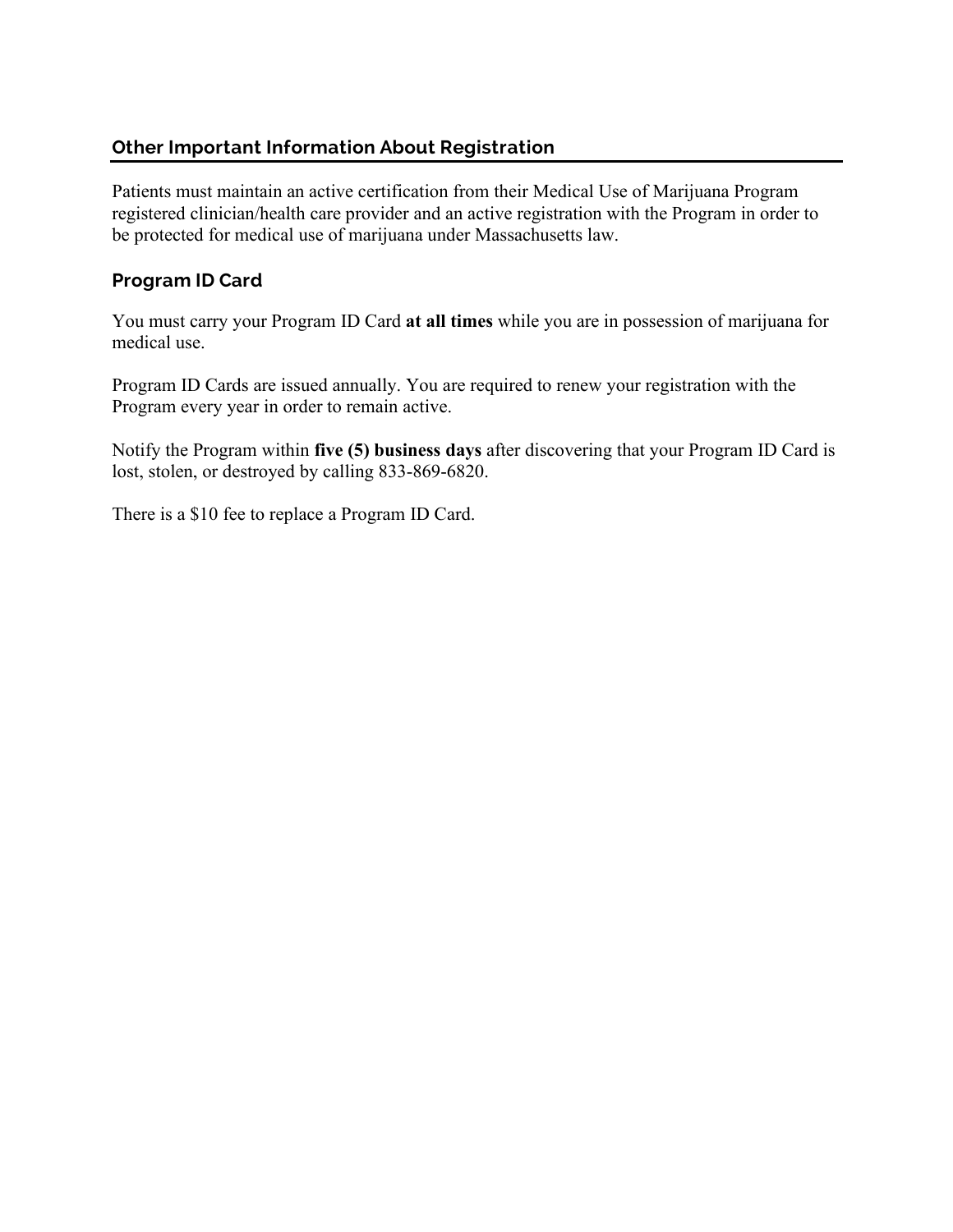## Other Important Information About Registration

Patients must maintain an active certification from their Medical Use of Marijuana Program registered clinician/health care provider and an active registration with the Program in order to be protected for medical use of marijuana under Massachusetts law.

### Program ID Card

You must carry your Program ID Card **at all times** while you are in possession of marijuana for medical use.

Program ID Cards are issued annually. You are required to renew your registration with the Program every year in order to remain active.

Notify the Program within **five (5) business days** after discovering that your Program ID Card is lost, stolen, or destroyed by calling 833-869-6820.

There is a $10 fee to replace a Program ID Card.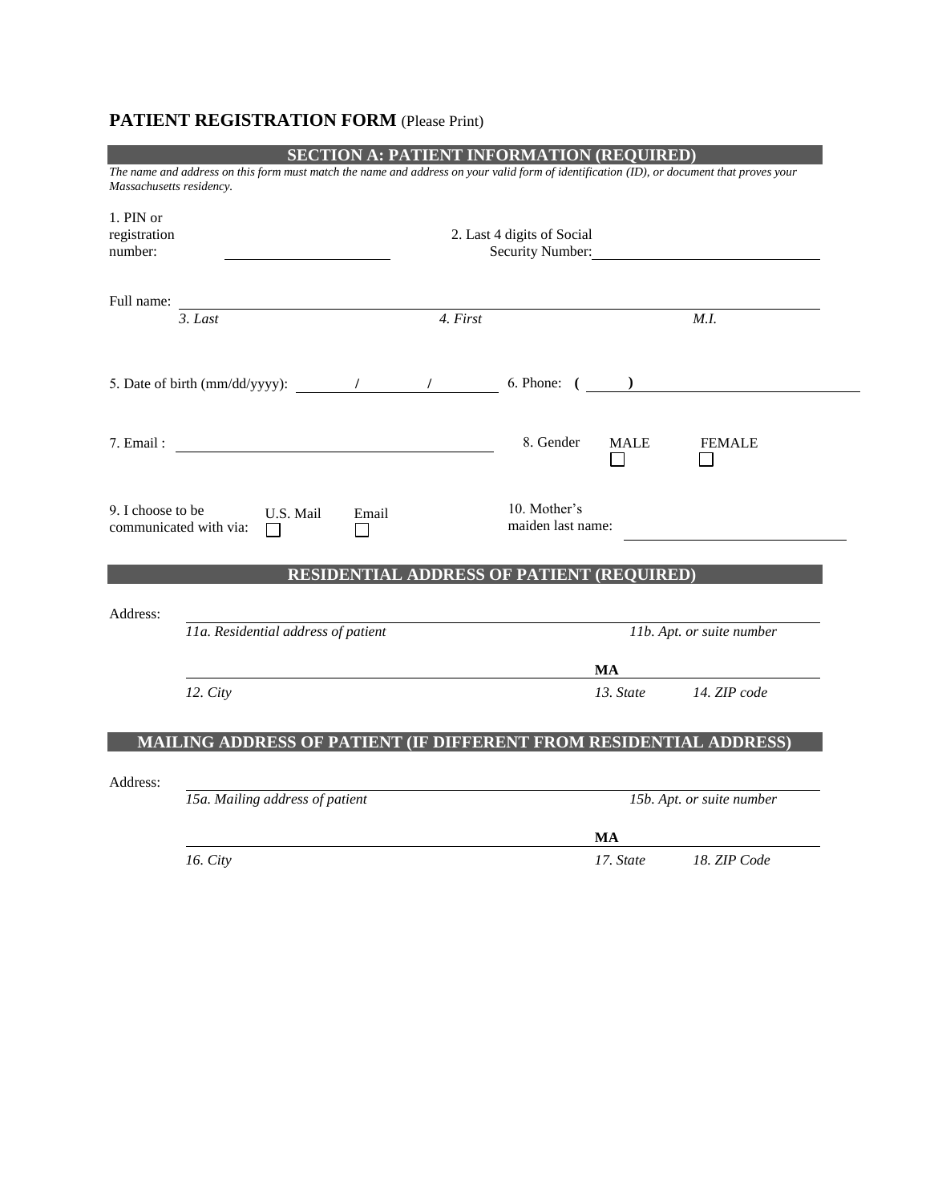# PATIENT REGISTRATION FORM (Please Print)

## SECTION A: PATIENT INFORMATION (REQUIRED)

*The name and address on this form must match the name and address on your valid form of identification (ID), or document that proves your Massachusetts residency.*

1. PIN or registration number: ____________________

2. Last 4 digits of Social Security Number: ____________________

Full name: ________________________________________________

*3. Last* | *4. First* | *M.I.*

5. Date of birth (mm/dd/yyyy): _____ / _____ / _____

6. Phone: ( ____ ) ____________________

7. Email : ____________________

8. Gender: MALE ☐ FEMALE ☐

9. I choose to be communicated with via: U.S. Mail ☐ Email ☐

10. Mother's maiden last name: ____________________

## RESIDENTIAL ADDRESS OF PATIENT (REQUIRED)

Address: ________________________________________________

*11a. Residential address of patient* | *11b. Apt. or suite number*

________________________________________________ **MA** ____________

*12. City* | *13. State* | *14. ZIP code*

## MAILING ADDRESS OF PATIENT (IF DIFFERENT FROM RESIDENTIAL ADDRESS)

Address: ________________________________________________

*15a. Mailing address of patient* | *15b. Apt. or suite number*

________________________________________________ **MA** ____________

*16. City* | *17. State* | *18. ZIP Code*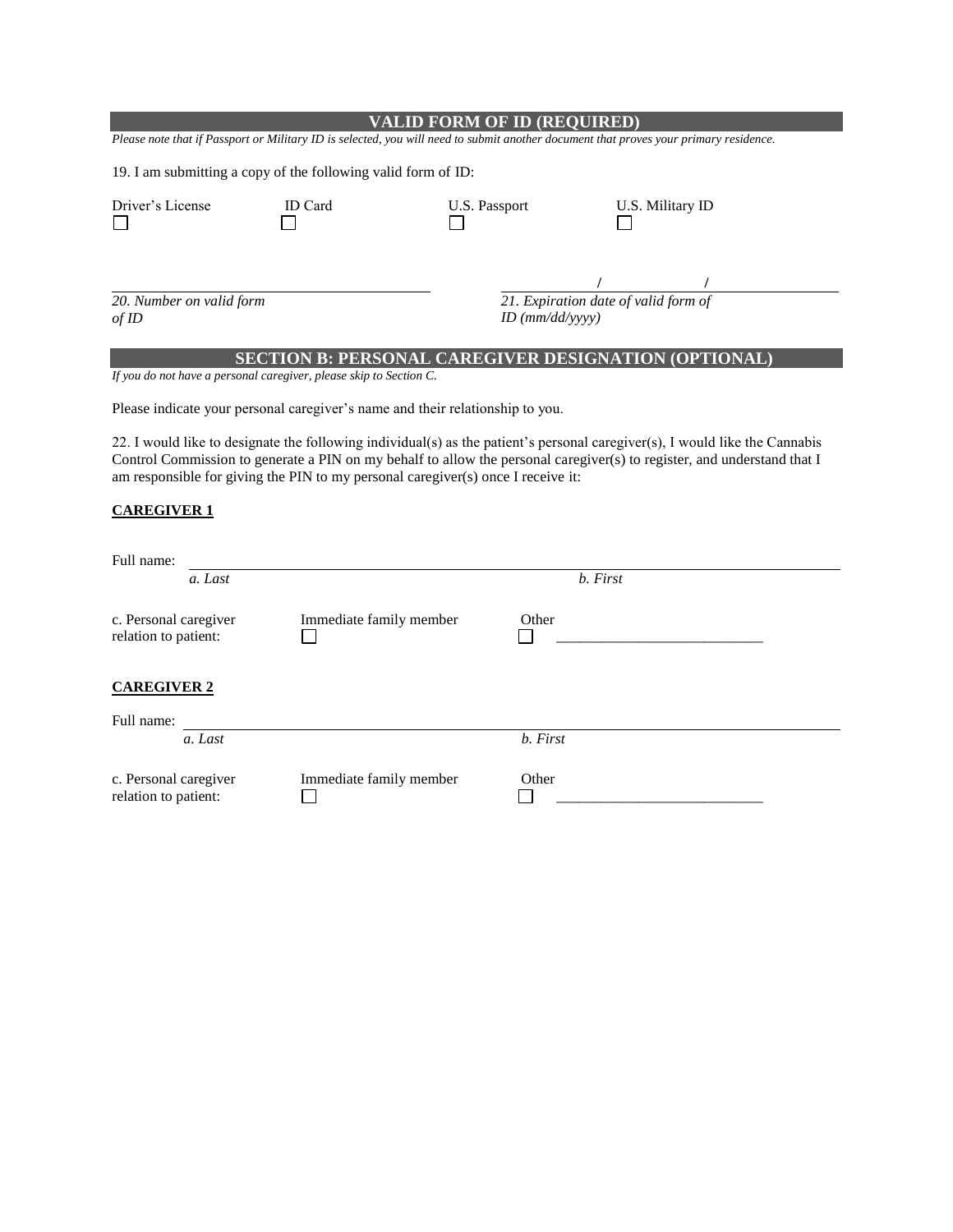## VALID FORM OF ID (REQUIRED)

*Please note that if Passport or Military ID is selected, you will need to submit another document that proves your primary residence.*

19. I am submitting a copy of the following valid form of ID:

| Driver's License | ID Card | U.S. Passport | U.S. Military ID |
|---|---|---|---|
| ☐ | ☐ | ☐ | ☐ |

______________________________ 
*20. Number on valid form of ID*

_______ / _______ / _______ 
*21. Expiration date of valid form of ID (mm/dd/yyyy)*

## SECTION B: PERSONAL CAREGIVER DESIGNATION (OPTIONAL)

*If you do not have a personal caregiver, please skip to Section C.*

Please indicate your personal caregiver's name and their relationship to you.

22. I would like to designate the following individual(s) as the patient's personal caregiver(s), I would like the Cannabis Control Commission to generate a PIN on my behalf to allow the personal caregiver(s) to register, and understand that I am responsible for giving the PIN to my personal caregiver(s) once I receive it:

**CAREGIVER 1**

Full name: ______________________________________________ 
*a. Last* *b. First*

c. Personal caregiver relation to patient: Immediate family member ☐ Other ☐ ___________________________

**CAREGIVER 2**

Full name: ______________________________________________ 
*a. Last* *b. First*

c. Personal caregiver relation to patient: Immediate family member ☐ Other ☐ ___________________________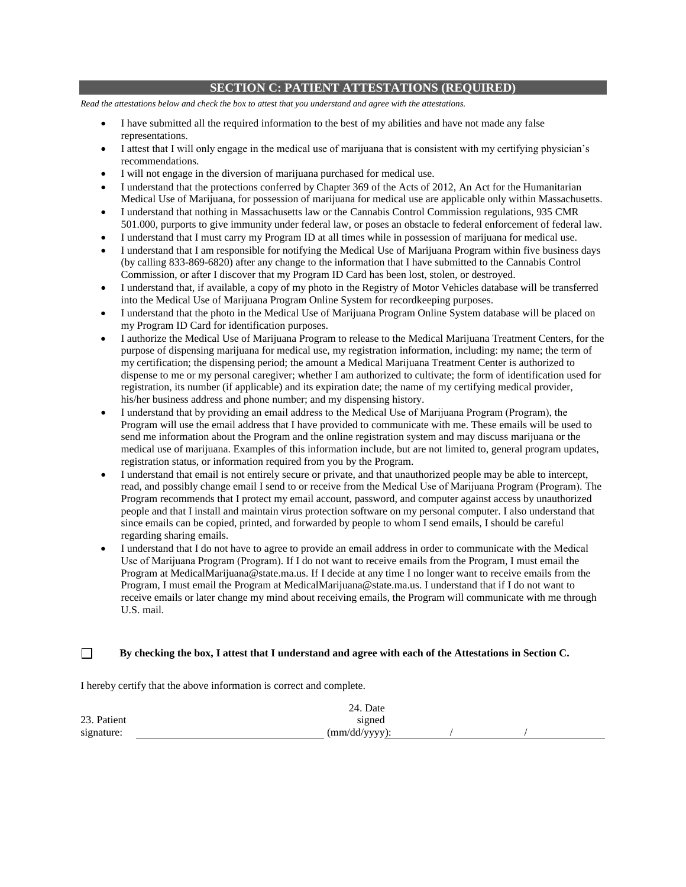## SECTION C: PATIENT ATTESTATIONS (REQUIRED)

*Read the attestations below and check the box to attest that you understand and agree with the attestations.*

- I have submitted all the required information to the best of my abilities and have not made any false representations.
- I attest that I will only engage in the medical use of marijuana that is consistent with my certifying physician's recommendations.
- I will not engage in the diversion of marijuana purchased for medical use.
- I understand that the protections conferred by Chapter 369 of the Acts of 2012, An Act for the Humanitarian Medical Use of Marijuana, for possession of marijuana for medical use are applicable only within Massachusetts.
- I understand that nothing in Massachusetts law or the Cannabis Control Commission regulations, 935 CMR 501.000, purports to give immunity under federal law, or poses an obstacle to federal enforcement of federal law.
- I understand that I must carry my Program ID at all times while in possession of marijuana for medical use.
- I understand that I am responsible for notifying the Medical Use of Marijuana Program within five business days (by calling 833-869-6820) after any change to the information that I have submitted to the Cannabis Control Commission, or after I discover that my Program ID Card has been lost, stolen, or destroyed.
- I understand that, if available, a copy of my photo in the Registry of Motor Vehicles database will be transferred into the Medical Use of Marijuana Program Online System for recordkeeping purposes.
- I understand that the photo in the Medical Use of Marijuana Program Online System database will be placed on my Program ID Card for identification purposes.
- I authorize the Medical Use of Marijuana Program to release to the Medical Marijuana Treatment Centers, for the purpose of dispensing marijuana for medical use, my registration information, including: my name; the term of my certification; the dispensing period; the amount a Medical Marijuana Treatment Center is authorized to dispense to me or my personal caregiver; whether I am authorized to cultivate; the form of identification used for registration, its number (if applicable) and its expiration date; the name of my certifying medical provider, his/her business address and phone number; and my dispensing history.
- I understand that by providing an email address to the Medical Use of Marijuana Program (Program), the Program will use the email address that I have provided to communicate with me. These emails will be used to send me information about the Program and the online registration system and may discuss marijuana or the medical use of marijuana. Examples of this information include, but are not limited to, general program updates, registration status, or information required from you by the Program.
- I understand that email is not entirely secure or private, and that unauthorized people may be able to intercept, read, and possibly change email I send to or receive from the Medical Use of Marijuana Program (Program). The Program recommends that I protect my email account, password, and computer against access by unauthorized people and that I install and maintain virus protection software on my personal computer. I also understand that since emails can be copied, printed, and forwarded by people to whom I send emails, I should be careful regarding sharing emails.
- I understand that I do not have to agree to provide an email address in order to communicate with the Medical Use of Marijuana Program (Program). If I do not want to receive emails from the Program, I must email the Program at MedicalMarijuana@state.ma.us. If I decide at any time I no longer want to receive emails from the Program, I must email the Program at MedicalMarijuana@state.ma.us. I understand that if I do not want to receive emails or later change my mind about receiving emails, the Program will communicate with me through U.S. mail.

☐ **By checking the box, I attest that I understand and agree with each of the Attestations in Section C.**

I hereby certify that the above information is correct and complete.

23. Patient signature: ______________________________ 24. Date signed (mm/dd/yyyy): _______ / _______ / _______